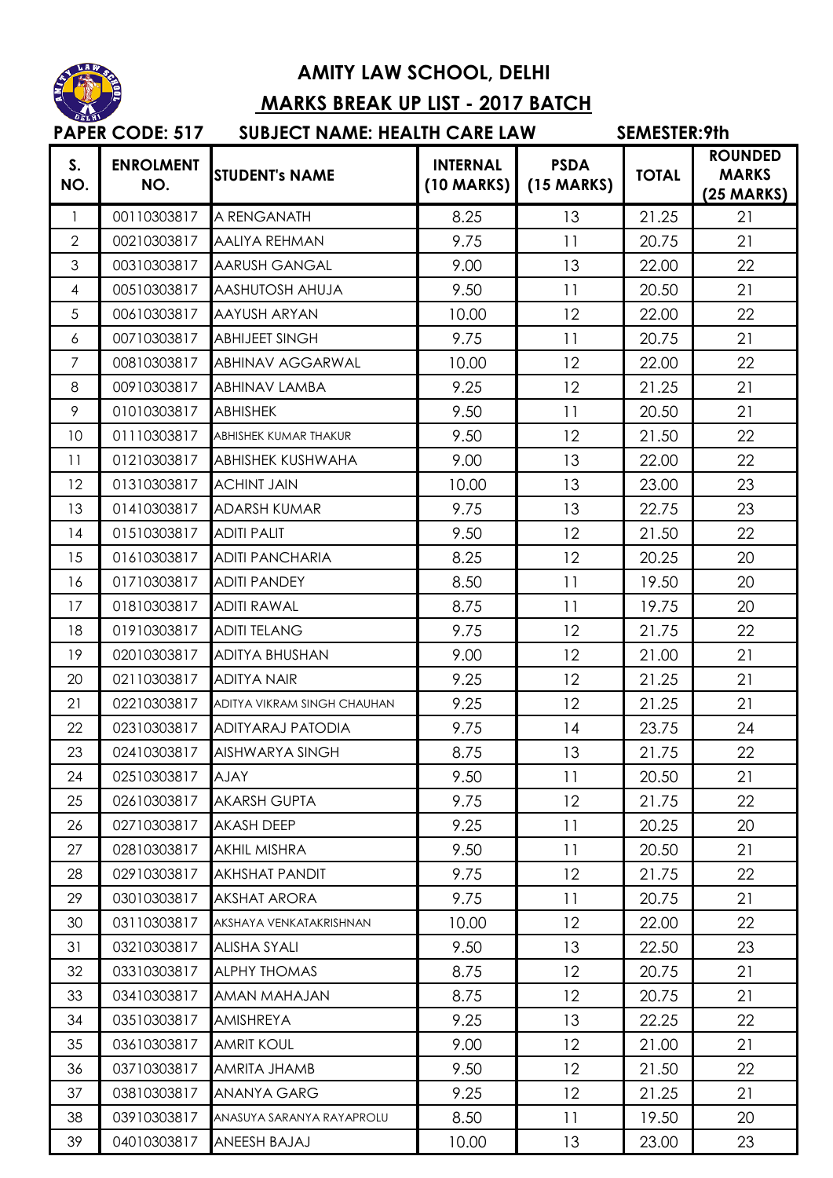# AMITY LAW SCHOOL, DELHI

## MARKS BREAK UP LIST - 2017 BATCH

**PAPER CODE: 517 SUBJECT NAME: HEALTH CARE LAW SEMESTER:9th**

| S. NO. | ENROLMENT NO. | STUDENT's NAME | INTERNAL (10 MARKS) | PSDA (15 MARKS) | TOTAL | ROUNDED MARKS (25 MARKS) |
|---|---|---|---|---|---|---|
| 1 | 00110303817 | A RENGANATH | 8.25 | 13 | 21.25 | 21 |
| 2 | 00210303817 | AALIYA REHMAN | 9.75 | 11 | 20.75 | 21 |
| 3 | 00310303817 | AARUSH GANGAL | 9.00 | 13 | 22.00 | 22 |
| 4 | 00510303817 | AASHUTOSH AHUJA | 9.50 | 11 | 20.50 | 21 |
| 5 | 00610303817 | AAYUSH ARYAN | 10.00 | 12 | 22.00 | 22 |
| 6 | 00710303817 | ABHIJEET SINGH | 9.75 | 11 | 20.75 | 21 |
| 7 | 00810303817 | ABHINAV AGGARWAL | 10.00 | 12 | 22.00 | 22 |
| 8 | 00910303817 | ABHINAV LAMBA | 9.25 | 12 | 21.25 | 21 |
| 9 | 01010303817 | ABHISHEK | 9.50 | 11 | 20.50 | 21 |
| 10 | 01110303817 | ABHISHEK KUMAR THAKUR | 9.50 | 12 | 21.50 | 22 |
| 11 | 01210303817 | ABHISHEK KUSHWAHA | 9.00 | 13 | 22.00 | 22 |
| 12 | 01310303817 | ACHINT JAIN | 10.00 | 13 | 23.00 | 23 |
| 13 | 01410303817 | ADARSH KUMAR | 9.75 | 13 | 22.75 | 23 |
| 14 | 01510303817 | ADITI PALIT | 9.50 | 12 | 21.50 | 22 |
| 15 | 01610303817 | ADITI PANCHARIA | 8.25 | 12 | 20.25 | 20 |
| 16 | 01710303817 | ADITI PANDEY | 8.50 | 11 | 19.50 | 20 |
| 17 | 01810303817 | ADITI RAWAL | 8.75 | 11 | 19.75 | 20 |
| 18 | 01910303817 | ADITI TELANG | 9.75 | 12 | 21.75 | 22 |
| 19 | 02010303817 | ADITYA BHUSHAN | 9.00 | 12 | 21.00 | 21 |
| 20 | 02110303817 | ADITYA NAIR | 9.25 | 12 | 21.25 | 21 |
| 21 | 02210303817 | ADITYA VIKRAM SINGH CHAUHAN | 9.25 | 12 | 21.25 | 21 |
| 22 | 02310303817 | ADITYARAJ PATODIA | 9.75 | 14 | 23.75 | 24 |
| 23 | 02410303817 | AISHWARYA SINGH | 8.75 | 13 | 21.75 | 22 |
| 24 | 02510303817 | AJAY | 9.50 | 11 | 20.50 | 21 |
| 25 | 02610303817 | AKARSH GUPTA | 9.75 | 12 | 21.75 | 22 |
| 26 | 02710303817 | AKASH DEEP | 9.25 | 11 | 20.25 | 20 |
| 27 | 02810303817 | AKHIL MISHRA | 9.50 | 11 | 20.50 | 21 |
| 28 | 02910303817 | AKHSHAT PANDIT | 9.75 | 12 | 21.75 | 22 |
| 29 | 03010303817 | AKSHAT ARORA | 9.75 | 11 | 20.75 | 21 |
| 30 | 03110303817 | AKSHAYA VENKATAKRISHNAN | 10.00 | 12 | 22.00 | 22 |
| 31 | 03210303817 | ALISHA SYALI | 9.50 | 13 | 22.50 | 23 |
| 32 | 03310303817 | ALPHY THOMAS | 8.75 | 12 | 20.75 | 21 |
| 33 | 03410303817 | AMAN MAHAJAN | 8.75 | 12 | 20.75 | 21 |
| 34 | 03510303817 | AMISHREYA | 9.25 | 13 | 22.25 | 22 |
| 35 | 03610303817 | AMRIT KOUL | 9.00 | 12 | 21.00 | 21 |
| 36 | 03710303817 | AMRITA JHAMB | 9.50 | 12 | 21.50 | 22 |
| 37 | 03810303817 | ANANYA GARG | 9.25 | 12 | 21.25 | 21 |
| 38 | 03910303817 | ANASUYA SARANYA RAYAPROLU | 8.50 | 11 | 19.50 | 20 |
| 39 | 04010303817 | ANEESH BAJAJ | 10.00 | 13 | 23.00 | 23 |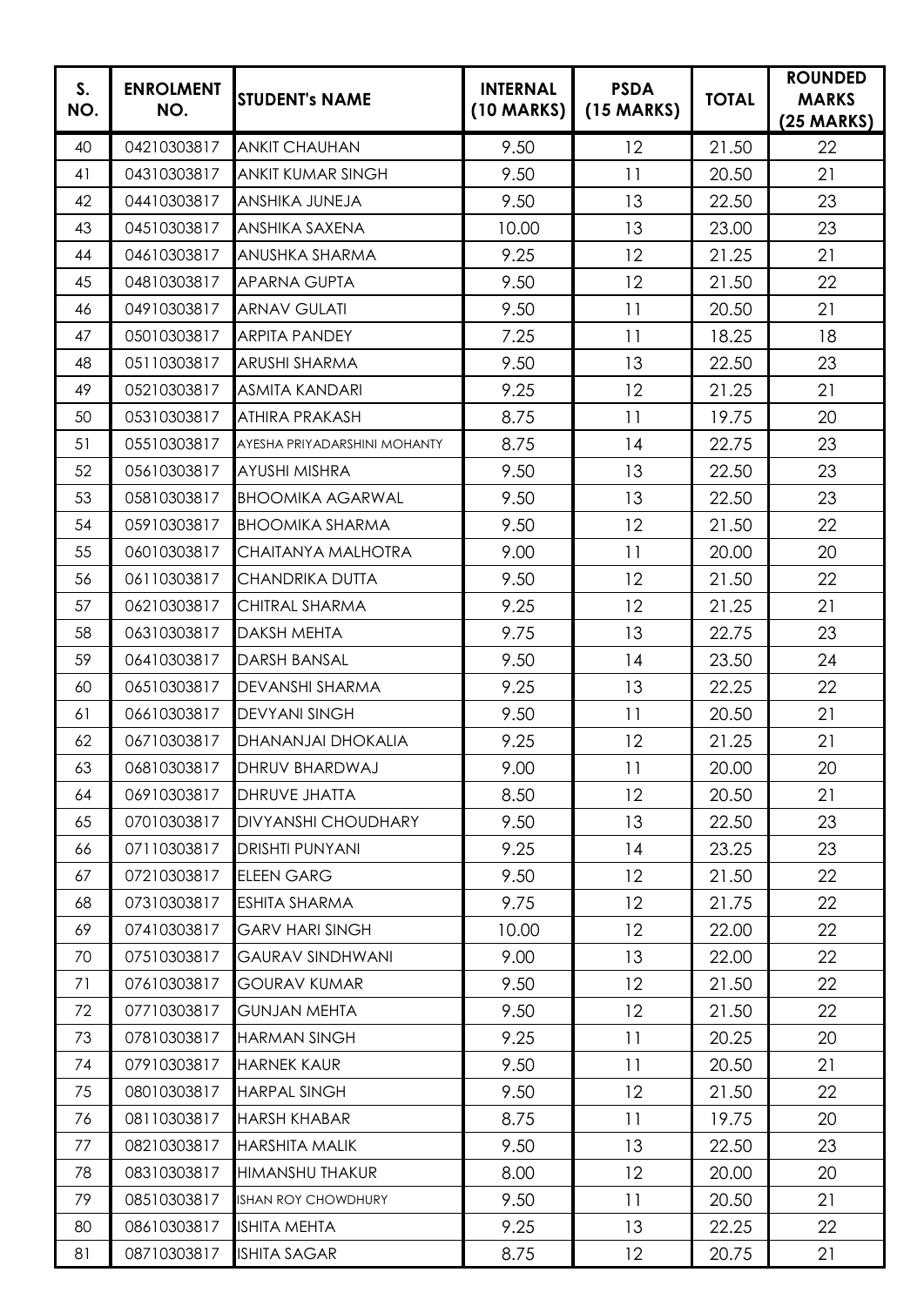| S. NO. | ENROLMENT NO. | STUDENT's NAME | INTERNAL (10 MARKS) | PSDA (15 MARKS) | TOTAL | ROUNDED MARKS (25 MARKS) |
|---|---|---|---|---|---|---|
| 40 | 04210303817 | ANKIT CHAUHAN | 9.50 | 12 | 21.50 | 22 |
| 41 | 04310303817 | ANKIT KUMAR SINGH | 9.50 | 11 | 20.50 | 21 |
| 42 | 04410303817 | ANSHIKA JUNEJA | 9.50 | 13 | 22.50 | 23 |
| 43 | 04510303817 | ANSHIKA SAXENA | 10.00 | 13 | 23.00 | 23 |
| 44 | 04610303817 | ANUSHKA SHARMA | 9.25 | 12 | 21.25 | 21 |
| 45 | 04810303817 | APARNA GUPTA | 9.50 | 12 | 21.50 | 22 |
| 46 | 04910303817 | ARNAV GULATI | 9.50 | 11 | 20.50 | 21 |
| 47 | 05010303817 | ARPITA PANDEY | 7.25 | 11 | 18.25 | 18 |
| 48 | 05110303817 | ARUSHI SHARMA | 9.50 | 13 | 22.50 | 23 |
| 49 | 05210303817 | ASMITA KANDARI | 9.25 | 12 | 21.25 | 21 |
| 50 | 05310303817 | ATHIRA PRAKASH | 8.75 | 11 | 19.75 | 20 |
| 51 | 05510303817 | AYESHA PRIYADARSHINI MOHANTY | 8.75 | 14 | 22.75 | 23 |
| 52 | 05610303817 | AYUSHI MISHRA | 9.50 | 13 | 22.50 | 23 |
| 53 | 05810303817 | BHOOMIKA AGARWAL | 9.50 | 13 | 22.50 | 23 |
| 54 | 05910303817 | BHOOMIKA SHARMA | 9.50 | 12 | 21.50 | 22 |
| 55 | 06010303817 | CHAITANYA MALHOTRA | 9.00 | 11 | 20.00 | 20 |
| 56 | 06110303817 | CHANDRIKA DUTTA | 9.50 | 12 | 21.50 | 22 |
| 57 | 06210303817 | CHITRAL SHARMA | 9.25 | 12 | 21.25 | 21 |
| 58 | 06310303817 | DAKSH MEHTA | 9.75 | 13 | 22.75 | 23 |
| 59 | 06410303817 | DARSH BANSAL | 9.50 | 14 | 23.50 | 24 |
| 60 | 06510303817 | DEVANSHI SHARMA | 9.25 | 13 | 22.25 | 22 |
| 61 | 06610303817 | DEVYANI SINGH | 9.50 | 11 | 20.50 | 21 |
| 62 | 06710303817 | DHANANJAI DHOKALIA | 9.25 | 12 | 21.25 | 21 |
| 63 | 06810303817 | DHRUV BHARDWAJ | 9.00 | 11 | 20.00 | 20 |
| 64 | 06910303817 | DHRUVE JHATTA | 8.50 | 12 | 20.50 | 21 |
| 65 | 07010303817 | DIVYANSHI CHOUDHARY | 9.50 | 13 | 22.50 | 23 |
| 66 | 07110303817 | DRISHTI PUNYANI | 9.25 | 14 | 23.25 | 23 |
| 67 | 07210303817 | ELEEN GARG | 9.50 | 12 | 21.50 | 22 |
| 68 | 07310303817 | ESHITA SHARMA | 9.75 | 12 | 21.75 | 22 |
| 69 | 07410303817 | GARV HARI SINGH | 10.00 | 12 | 22.00 | 22 |
| 70 | 07510303817 | GAURAV SINDHWANI | 9.00 | 13 | 22.00 | 22 |
| 71 | 07610303817 | GOURAV KUMAR | 9.50 | 12 | 21.50 | 22 |
| 72 | 07710303817 | GUNJAN MEHTA | 9.50 | 12 | 21.50 | 22 |
| 73 | 07810303817 | HARMAN SINGH | 9.25 | 11 | 20.25 | 20 |
| 74 | 07910303817 | HARNEK KAUR | 9.50 | 11 | 20.50 | 21 |
| 75 | 08010303817 | HARPAL SINGH | 9.50 | 12 | 21.50 | 22 |
| 76 | 08110303817 | HARSH KHABAR | 8.75 | 11 | 19.75 | 20 |
| 77 | 08210303817 | HARSHITA MALIK | 9.50 | 13 | 22.50 | 23 |
| 78 | 08310303817 | HIMANSHU THAKUR | 8.00 | 12 | 20.00 | 20 |
| 79 | 08510303817 | ISHAN ROY CHOWDHURY | 9.50 | 11 | 20.50 | 21 |
| 80 | 08610303817 | ISHITA MEHTA | 9.25 | 13 | 22.25 | 22 |
| 81 | 08710303817 | ISHITA SAGAR | 8.75 | 12 | 20.75 | 21 |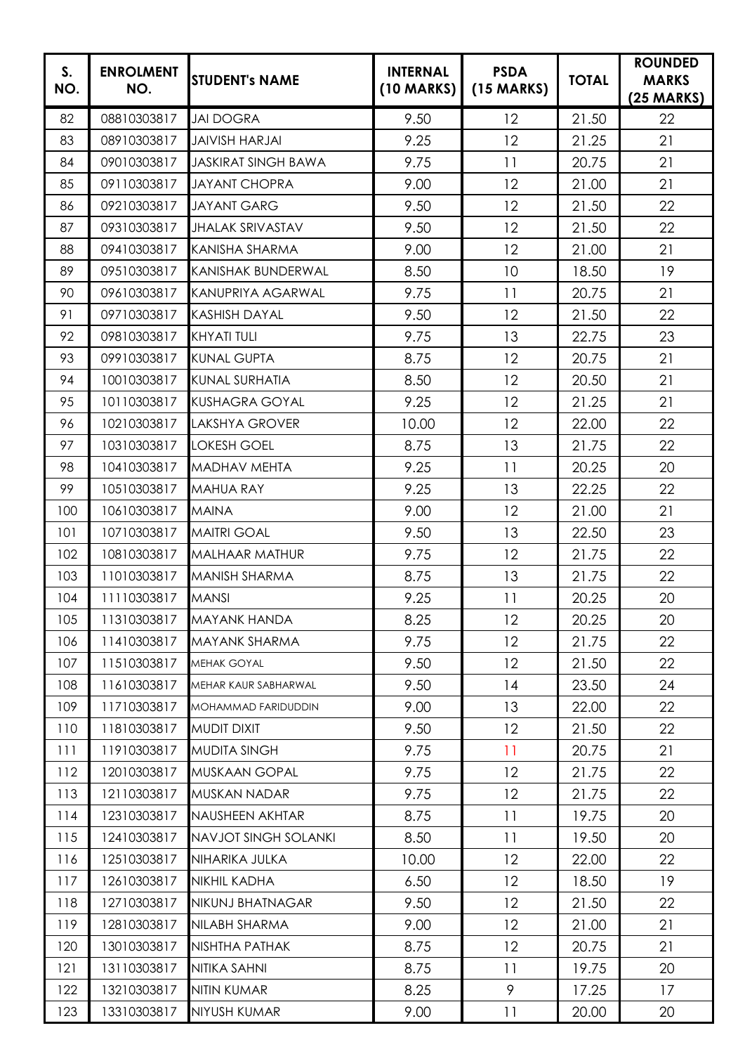| S. NO. | ENROLMENT NO. | STUDENT's NAME | INTERNAL (10 MARKS) | PSDA (15 MARKS) | TOTAL | ROUNDED MARKS (25 MARKS) |
|---|---|---|---|---|---|---|
| 82 | 08810303817 | JAI DOGRA | 9.50 | 12 | 21.50 | 22 |
| 83 | 08910303817 | JAIVISH HARJAI | 9.25 | 12 | 21.25 | 21 |
| 84 | 09010303817 | JASKIRAT SINGH BAWA | 9.75 | 11 | 20.75 | 21 |
| 85 | 09110303817 | JAYANT CHOPRA | 9.00 | 12 | 21.00 | 21 |
| 86 | 09210303817 | JAYANT GARG | 9.50 | 12 | 21.50 | 22 |
| 87 | 09310303817 | JHALAK SRIVASTAV | 9.50 | 12 | 21.50 | 22 |
| 88 | 09410303817 | KANISHA SHARMA | 9.00 | 12 | 21.00 | 21 |
| 89 | 09510303817 | KANISHAK BUNDERWAL | 8.50 | 10 | 18.50 | 19 |
| 90 | 09610303817 | KANUPRIYA AGARWAL | 9.75 | 11 | 20.75 | 21 |
| 91 | 09710303817 | KASHISH DAYAL | 9.50 | 12 | 21.50 | 22 |
| 92 | 09810303817 | KHYATI TULI | 9.75 | 13 | 22.75 | 23 |
| 93 | 09910303817 | KUNAL GUPTA | 8.75 | 12 | 20.75 | 21 |
| 94 | 10010303817 | KUNAL SURHATIA | 8.50 | 12 | 20.50 | 21 |
| 95 | 10110303817 | KUSHAGRA GOYAL | 9.25 | 12 | 21.25 | 21 |
| 96 | 10210303817 | LAKSHYA GROVER | 10.00 | 12 | 22.00 | 22 |
| 97 | 10310303817 | LOKESH GOEL | 8.75 | 13 | 21.75 | 22 |
| 98 | 10410303817 | MADHAV MEHTA | 9.25 | 11 | 20.25 | 20 |
| 99 | 10510303817 | MAHUA RAY | 9.25 | 13 | 22.25 | 22 |
| 100 | 10610303817 | MAINA | 9.00 | 12 | 21.00 | 21 |
| 101 | 10710303817 | MAITRI GOAL | 9.50 | 13 | 22.50 | 23 |
| 102 | 10810303817 | MALHAAR MATHUR | 9.75 | 12 | 21.75 | 22 |
| 103 | 11010303817 | MANISH SHARMA | 8.75 | 13 | 21.75 | 22 |
| 104 | 11110303817 | MANSI | 9.25 | 11 | 20.25 | 20 |
| 105 | 11310303817 | MAYANK HANDA | 8.25 | 12 | 20.25 | 20 |
| 106 | 11410303817 | MAYANK SHARMA | 9.75 | 12 | 21.75 | 22 |
| 107 | 11510303817 | MEHAK GOYAL | 9.50 | 12 | 21.50 | 22 |
| 108 | 11610303817 | MEHAR KAUR SABHARWAL | 9.50 | 14 | 23.50 | 24 |
| 109 | 11710303817 | MOHAMMAD FARIDUDDIN | 9.00 | 13 | 22.00 | 22 |
| 110 | 11810303817 | MUDIT DIXIT | 9.50 | 12 | 21.50 | 22 |
| 111 | 11910303817 | MUDITA SINGH | 9.75 | 11 | 20.75 | 21 |
| 112 | 12010303817 | MUSKAAN GOPAL | 9.75 | 12 | 21.75 | 22 |
| 113 | 12110303817 | MUSKAN NADAR | 9.75 | 12 | 21.75 | 22 |
| 114 | 12310303817 | NAUSHEEN AKHTAR | 8.75 | 11 | 19.75 | 20 |
| 115 | 12410303817 | NAVJOT SINGH SOLANKI | 8.50 | 11 | 19.50 | 20 |
| 116 | 12510303817 | NIHARIKA JULKA | 10.00 | 12 | 22.00 | 22 |
| 117 | 12610303817 | NIKHIL KADHA | 6.50 | 12 | 18.50 | 19 |
| 118 | 12710303817 | NIKUNJ BHATNAGAR | 9.50 | 12 | 21.50 | 22 |
| 119 | 12810303817 | NILABH SHARMA | 9.00 | 12 | 21.00 | 21 |
| 120 | 13010303817 | NISHTHA PATHAK | 8.75 | 12 | 20.75 | 21 |
| 121 | 13110303817 | NITIKA SAHNI | 8.75 | 11 | 19.75 | 20 |
| 122 | 13210303817 | NITIN KUMAR | 8.25 | 9 | 17.25 | 17 |
| 123 | 13310303817 | NIYUSH KUMAR | 9.00 | 11 | 20.00 | 20 |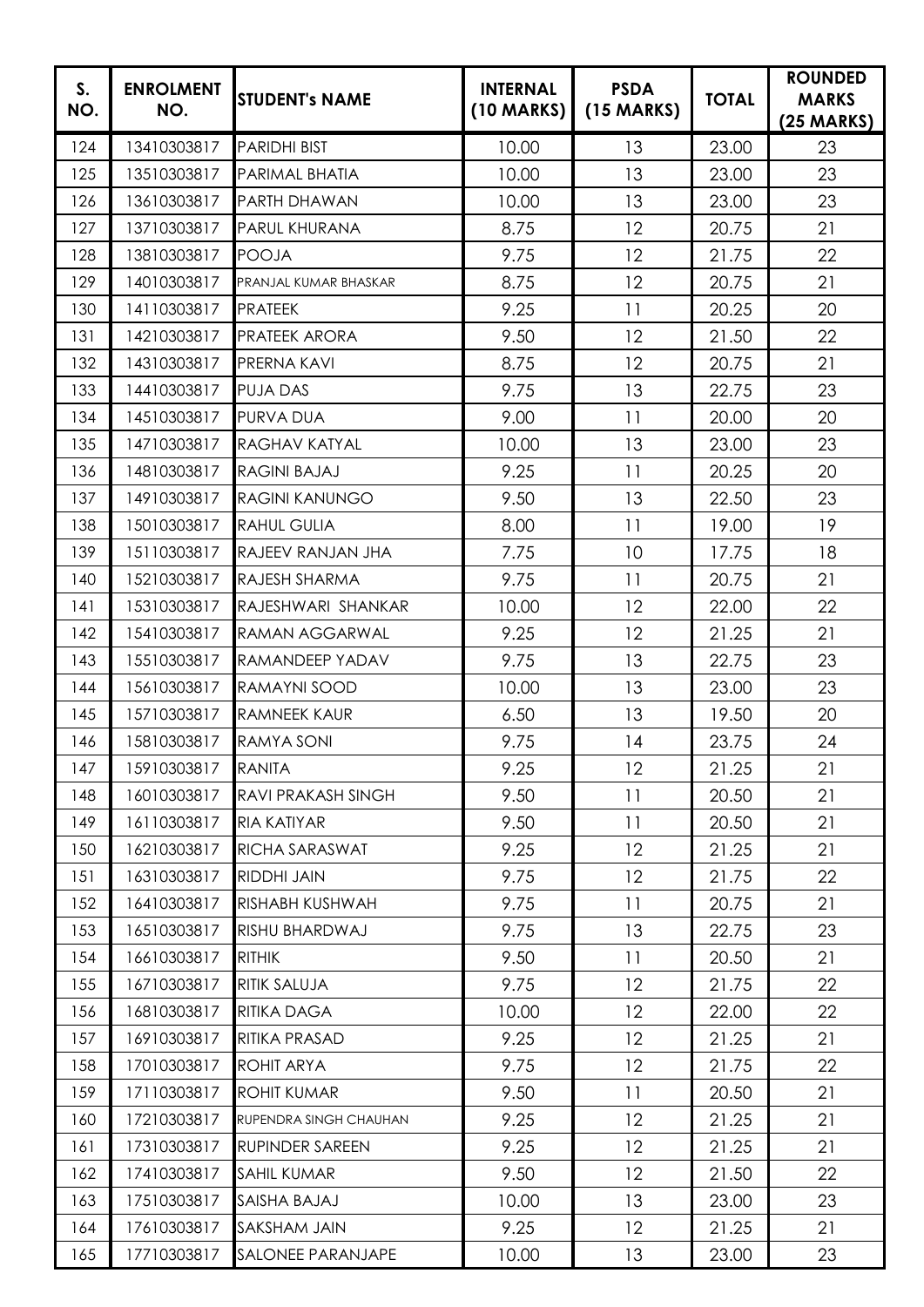| S. NO. | ENROLMENT NO. | STUDENT's NAME | INTERNAL (10 MARKS) | PSDA (15 MARKS) | TOTAL | ROUNDED MARKS (25 MARKS) |
|---|---|---|---|---|---|---|
| 124 | 13410303817 | PARIDHI BIST | 10.00 | 13 | 23.00 | 23 |
| 125 | 13510303817 | PARIMAL BHATIA | 10.00 | 13 | 23.00 | 23 |
| 126 | 13610303817 | PARTH DHAWAN | 10.00 | 13 | 23.00 | 23 |
| 127 | 13710303817 | PARUL KHURANA | 8.75 | 12 | 20.75 | 21 |
| 128 | 13810303817 | POOJA | 9.75 | 12 | 21.75 | 22 |
| 129 | 14010303817 | PRANJAL KUMAR BHASKAR | 8.75 | 12 | 20.75 | 21 |
| 130 | 14110303817 | PRATEEK | 9.25 | 11 | 20.25 | 20 |
| 131 | 14210303817 | PRATEEK ARORA | 9.50 | 12 | 21.50 | 22 |
| 132 | 14310303817 | PRERNA KAVI | 8.75 | 12 | 20.75 | 21 |
| 133 | 14410303817 | PUJA DAS | 9.75 | 13 | 22.75 | 23 |
| 134 | 14510303817 | PURVA DUA | 9.00 | 11 | 20.00 | 20 |
| 135 | 14710303817 | RAGHAV KATYAL | 10.00 | 13 | 23.00 | 23 |
| 136 | 14810303817 | RAGINI BAJAJ | 9.25 | 11 | 20.25 | 20 |
| 137 | 14910303817 | RAGINI KANUNGO | 9.50 | 13 | 22.50 | 23 |
| 138 | 15010303817 | RAHUL GULIA | 8.00 | 11 | 19.00 | 19 |
| 139 | 15110303817 | RAJEEV RANJAN JHA | 7.75 | 10 | 17.75 | 18 |
| 140 | 15210303817 | RAJESH SHARMA | 9.75 | 11 | 20.75 | 21 |
| 141 | 15310303817 | RAJESHWARI SHANKAR | 10.00 | 12 | 22.00 | 22 |
| 142 | 15410303817 | RAMAN AGGARWAL | 9.25 | 12 | 21.25 | 21 |
| 143 | 15510303817 | RAMANDEEP YADAV | 9.75 | 13 | 22.75 | 23 |
| 144 | 15610303817 | RAMAYNI SOOD | 10.00 | 13 | 23.00 | 23 |
| 145 | 15710303817 | RAMNEEK KAUR | 6.50 | 13 | 19.50 | 20 |
| 146 | 15810303817 | RAMYA SONI | 9.75 | 14 | 23.75 | 24 |
| 147 | 15910303817 | RANITA | 9.25 | 12 | 21.25 | 21 |
| 148 | 16010303817 | RAVI PRAKASH SINGH | 9.50 | 11 | 20.50 | 21 |
| 149 | 16110303817 | RIA KATIYAR | 9.50 | 11 | 20.50 | 21 |
| 150 | 16210303817 | RICHA SARASWAT | 9.25 | 12 | 21.25 | 21 |
| 151 | 16310303817 | RIDDHI JAIN | 9.75 | 12 | 21.75 | 22 |
| 152 | 16410303817 | RISHABH KUSHWAH | 9.75 | 11 | 20.75 | 21 |
| 153 | 16510303817 | RISHU BHARDWAJ | 9.75 | 13 | 22.75 | 23 |
| 154 | 16610303817 | RITHIK | 9.50 | 11 | 20.50 | 21 |
| 155 | 16710303817 | RITIK SALUJA | 9.75 | 12 | 21.75 | 22 |
| 156 | 16810303817 | RITIKA DAGA | 10.00 | 12 | 22.00 | 22 |
| 157 | 16910303817 | RITIKA PRASAD | 9.25 | 12 | 21.25 | 21 |
| 158 | 17010303817 | ROHIT ARYA | 9.75 | 12 | 21.75 | 22 |
| 159 | 17110303817 | ROHIT KUMAR | 9.50 | 11 | 20.50 | 21 |
| 160 | 17210303817 | RUPENDRA SINGH CHAUHAN | 9.25 | 12 | 21.25 | 21 |
| 161 | 17310303817 | RUPINDER SAREEN | 9.25 | 12 | 21.25 | 21 |
| 162 | 17410303817 | SAHIL KUMAR | 9.50 | 12 | 21.50 | 22 |
| 163 | 17510303817 | SAISHA BAJAJ | 10.00 | 13 | 23.00 | 23 |
| 164 | 17610303817 | SAKSHAM JAIN | 9.25 | 12 | 21.25 | 21 |
| 165 | 17710303817 | SALONEE PARANJAPE | 10.00 | 13 | 23.00 | 23 |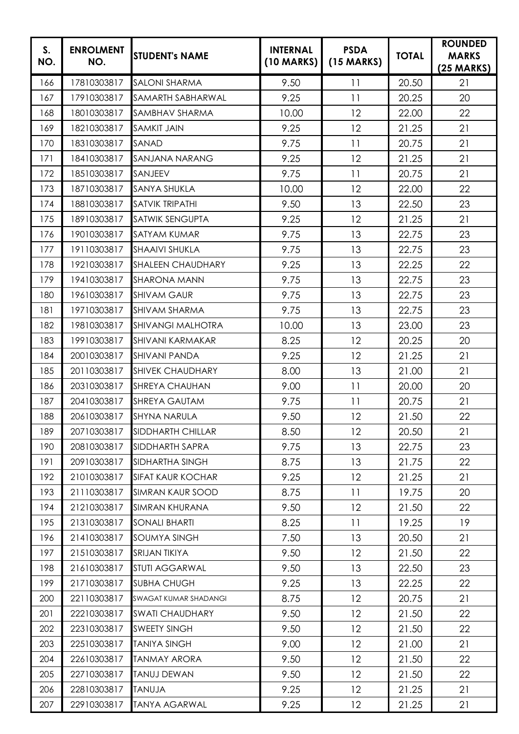| S. NO. | ENROLMENT NO. | STUDENT's NAME | INTERNAL (10 MARKS) | PSDA (15 MARKS) | TOTAL | ROUNDED MARKS (25 MARKS) |
|---|---|---|---|---|---|---|
| 166 | 17810303817 | SALONI SHARMA | 9.50 | 11 | 20.50 | 21 |
| 167 | 17910303817 | SAMARTH SABHARWAL | 9.25 | 11 | 20.25 | 20 |
| 168 | 18010303817 | SAMBHAV SHARMA | 10.00 | 12 | 22.00 | 22 |
| 169 | 18210303817 | SAMKIT JAIN | 9.25 | 12 | 21.25 | 21 |
| 170 | 18310303817 | SANAD | 9.75 | 11 | 20.75 | 21 |
| 171 | 18410303817 | SANJANA NARANG | 9.25 | 12 | 21.25 | 21 |
| 172 | 18510303817 | SANJEEV | 9.75 | 11 | 20.75 | 21 |
| 173 | 18710303817 | SANYA SHUKLA | 10.00 | 12 | 22.00 | 22 |
| 174 | 18810303817 | SATVIK TRIPATHI | 9.50 | 13 | 22.50 | 23 |
| 175 | 18910303817 | SATWIK SENGUPTA | 9.25 | 12 | 21.25 | 21 |
| 176 | 19010303817 | SATYAM KUMAR | 9.75 | 13 | 22.75 | 23 |
| 177 | 19110303817 | SHAAIVI SHUKLA | 9.75 | 13 | 22.75 | 23 |
| 178 | 19210303817 | SHALEEN CHAUDHARY | 9.25 | 13 | 22.25 | 22 |
| 179 | 19410303817 | SHARONA MANN | 9.75 | 13 | 22.75 | 23 |
| 180 | 19610303817 | SHIVAM GAUR | 9.75 | 13 | 22.75 | 23 |
| 181 | 19710303817 | SHIVAM SHARMA | 9.75 | 13 | 22.75 | 23 |
| 182 | 19810303817 | SHIVANGI MALHOTRA | 10.00 | 13 | 23.00 | 23 |
| 183 | 19910303817 | SHIVANI KARMAKAR | 8.25 | 12 | 20.25 | 20 |
| 184 | 20010303817 | SHIVANI PANDA | 9.25 | 12 | 21.25 | 21 |
| 185 | 20110303817 | SHIVEK CHAUDHARY | 8.00 | 13 | 21.00 | 21 |
| 186 | 20310303817 | SHREYA CHAUHAN | 9.00 | 11 | 20.00 | 20 |
| 187 | 20410303817 | SHREYA GAUTAM | 9.75 | 11 | 20.75 | 21 |
| 188 | 20610303817 | SHYNA NARULA | 9.50 | 12 | 21.50 | 22 |
| 189 | 20710303817 | SIDDHARTH CHILLAR | 8.50 | 12 | 20.50 | 21 |
| 190 | 20810303817 | SIDDHARTH SAPRA | 9.75 | 13 | 22.75 | 23 |
| 191 | 20910303817 | SIDHARTHA SINGH | 8.75 | 13 | 21.75 | 22 |
| 192 | 21010303817 | SIFAT KAUR KOCHAR | 9.25 | 12 | 21.25 | 21 |
| 193 | 21110303817 | SIMRAN KAUR SOOD | 8.75 | 11 | 19.75 | 20 |
| 194 | 21210303817 | SIMRAN KHURANA | 9.50 | 12 | 21.50 | 22 |
| 195 | 21310303817 | SONALI BHARTI | 8.25 | 11 | 19.25 | 19 |
| 196 | 21410303817 | SOUMYA SINGH | 7.50 | 13 | 20.50 | 21 |
| 197 | 21510303817 | SRIJAN TIKIYA | 9.50 | 12 | 21.50 | 22 |
| 198 | 21610303817 | STUTI AGGARWAL | 9.50 | 13 | 22.50 | 23 |
| 199 | 21710303817 | SUBHA CHUGH | 9.25 | 13 | 22.25 | 22 |
| 200 | 22110303817 | SWAGAT KUMAR SHADANGI | 8.75 | 12 | 20.75 | 21 |
| 201 | 22210303817 | SWATI CHAUDHARY | 9.50 | 12 | 21.50 | 22 |
| 202 | 22310303817 | SWEETY SINGH | 9.50 | 12 | 21.50 | 22 |
| 203 | 22510303817 | TANIYA SINGH | 9.00 | 12 | 21.00 | 21 |
| 204 | 22610303817 | TANMAY ARORA | 9.50 | 12 | 21.50 | 22 |
| 205 | 22710303817 | TANUJ DEWAN | 9.50 | 12 | 21.50 | 22 |
| 206 | 22810303817 | TANUJA | 9.25 | 12 | 21.25 | 21 |
| 207 | 22910303817 | TANYA AGARWAL | 9.25 | 12 | 21.25 | 21 |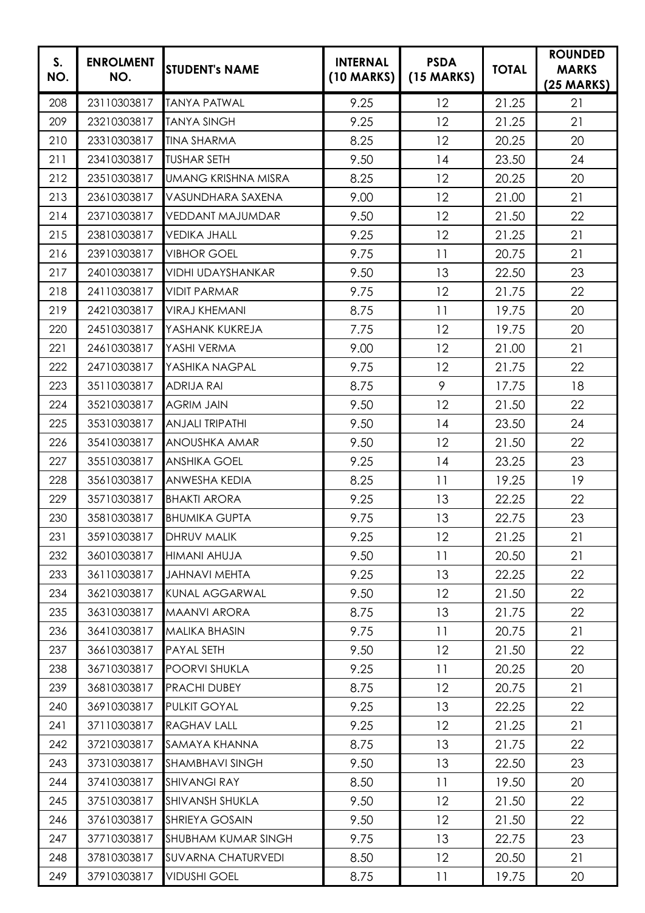| S. NO. | ENROLMENT NO. | STUDENT's NAME | INTERNAL (10 MARKS) | PSDA (15 MARKS) | TOTAL | ROUNDED MARKS (25 MARKS) |
|---|---|---|---|---|---|---|
| 208 | 23110303817 | TANYA PATWAL | 9.25 | 12 | 21.25 | 21 |
| 209 | 23210303817 | TANYA SINGH | 9.25 | 12 | 21.25 | 21 |
| 210 | 23310303817 | TINA SHARMA | 8.25 | 12 | 20.25 | 20 |
| 211 | 23410303817 | TUSHAR SETH | 9.50 | 14 | 23.50 | 24 |
| 212 | 23510303817 | UMANG KRISHNA MISRA | 8.25 | 12 | 20.25 | 20 |
| 213 | 23610303817 | VASUNDHARA SAXENA | 9.00 | 12 | 21.00 | 21 |
| 214 | 23710303817 | VEDDANT MAJUMDAR | 9.50 | 12 | 21.50 | 22 |
| 215 | 23810303817 | VEDIKA JHALL | 9.25 | 12 | 21.25 | 21 |
| 216 | 23910303817 | VIBHOR GOEL | 9.75 | 11 | 20.75 | 21 |
| 217 | 24010303817 | VIDHI UDAYSHANKAR | 9.50 | 13 | 22.50 | 23 |
| 218 | 24110303817 | VIDIT PARMAR | 9.75 | 12 | 21.75 | 22 |
| 219 | 24210303817 | VIRAJ KHEMANI | 8.75 | 11 | 19.75 | 20 |
| 220 | 24510303817 | YASHANK KUKREJA | 7.75 | 12 | 19.75 | 20 |
| 221 | 24610303817 | YASHI VERMA | 9.00 | 12 | 21.00 | 21 |
| 222 | 24710303817 | YASHIKA NAGPAL | 9.75 | 12 | 21.75 | 22 |
| 223 | 35110303817 | ADRIJA RAI | 8.75 | 9 | 17.75 | 18 |
| 224 | 35210303817 | AGRIM JAIN | 9.50 | 12 | 21.50 | 22 |
| 225 | 35310303817 | ANJALI TRIPATHI | 9.50 | 14 | 23.50 | 24 |
| 226 | 35410303817 | ANOUSHKA AMAR | 9.50 | 12 | 21.50 | 22 |
| 227 | 35510303817 | ANSHIKA GOEL | 9.25 | 14 | 23.25 | 23 |
| 228 | 35610303817 | ANWESHA KEDIA | 8.25 | 11 | 19.25 | 19 |
| 229 | 35710303817 | BHAKTI ARORA | 9.25 | 13 | 22.25 | 22 |
| 230 | 35810303817 | BHUMIKA GUPTA | 9.75 | 13 | 22.75 | 23 |
| 231 | 35910303817 | DHRUV MALIK | 9.25 | 12 | 21.25 | 21 |
| 232 | 36010303817 | HIMANI AHUJA | 9.50 | 11 | 20.50 | 21 |
| 233 | 36110303817 | JAHNAVI MEHTA | 9.25 | 13 | 22.25 | 22 |
| 234 | 36210303817 | KUNAL AGGARWAL | 9.50 | 12 | 21.50 | 22 |
| 235 | 36310303817 | MAANVI ARORA | 8.75 | 13 | 21.75 | 22 |
| 236 | 36410303817 | MALIKA BHASIN | 9.75 | 11 | 20.75 | 21 |
| 237 | 36610303817 | PAYAL SETH | 9.50 | 12 | 21.50 | 22 |
| 238 | 36710303817 | POORVI SHUKLA | 9.25 | 11 | 20.25 | 20 |
| 239 | 36810303817 | PRACHI DUBEY | 8.75 | 12 | 20.75 | 21 |
| 240 | 36910303817 | PULKIT GOYAL | 9.25 | 13 | 22.25 | 22 |
| 241 | 37110303817 | RAGHAV LALL | 9.25 | 12 | 21.25 | 21 |
| 242 | 37210303817 | SAMAYA KHANNA | 8.75 | 13 | 21.75 | 22 |
| 243 | 37310303817 | SHAMBHAVI SINGH | 9.50 | 13 | 22.50 | 23 |
| 244 | 37410303817 | SHIVANGI RAY | 8.50 | 11 | 19.50 | 20 |
| 245 | 37510303817 | SHIVANSH SHUKLA | 9.50 | 12 | 21.50 | 22 |
| 246 | 37610303817 | SHRIEYA GOSAIN | 9.50 | 12 | 21.50 | 22 |
| 247 | 37710303817 | SHUBHAM KUMAR SINGH | 9.75 | 13 | 22.75 | 23 |
| 248 | 37810303817 | SUVARNA CHATURVEDI | 8.50 | 12 | 20.50 | 21 |
| 249 | 37910303817 | VIDUSHI GOEL | 8.75 | 11 | 19.75 | 20 |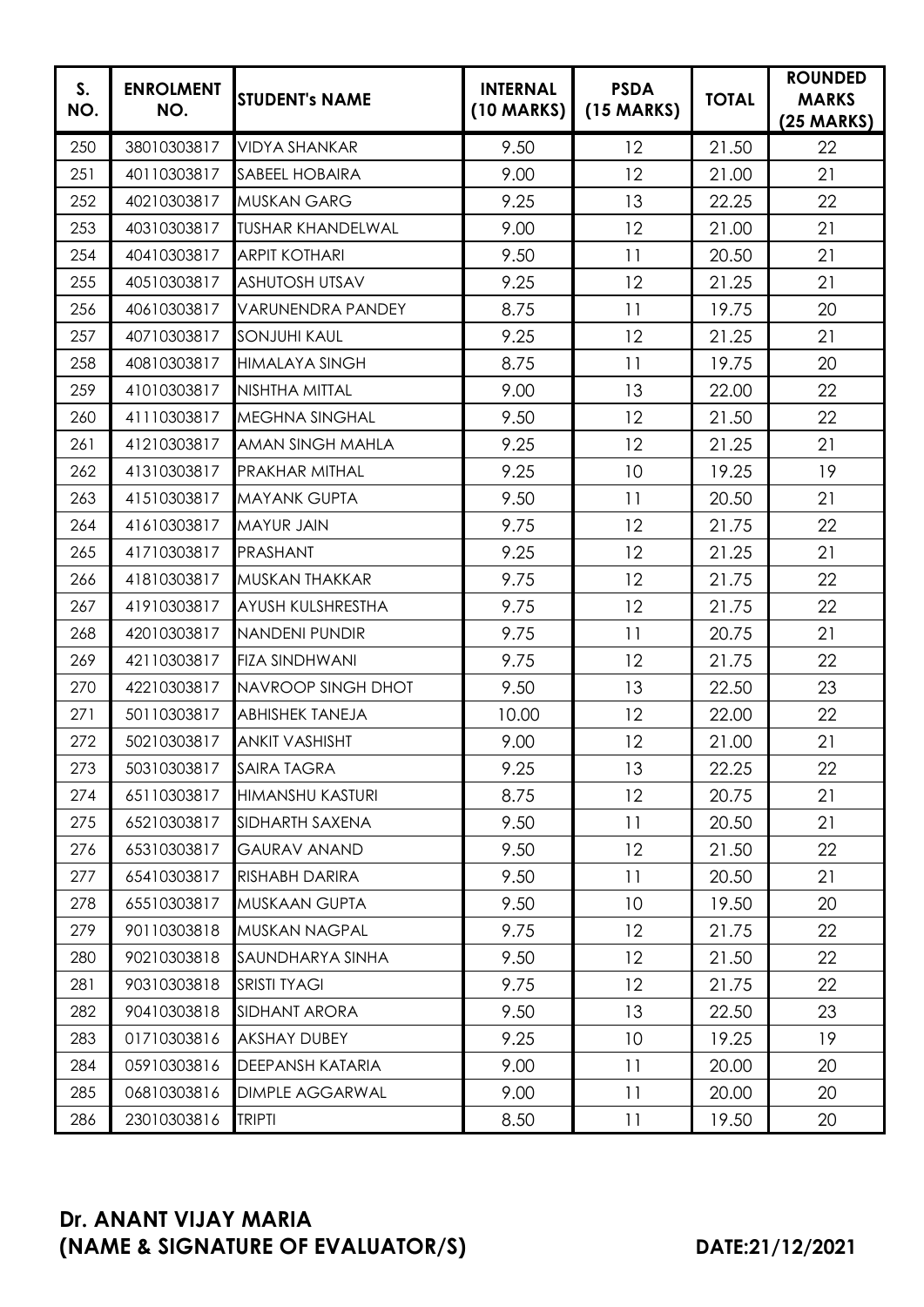| S. NO. | ENROLMENT NO. | STUDENT's NAME | INTERNAL (10 MARKS) | PSDA (15 MARKS) | TOTAL | ROUNDED MARKS (25 MARKS) |
|---|---|---|---|---|---|---|
| 250 | 38010303817 | VIDYA SHANKAR | 9.50 | 12 | 21.50 | 22 |
| 251 | 40110303817 | SABEEL HOBAIRA | 9.00 | 12 | 21.00 | 21 |
| 252 | 40210303817 | MUSKAN GARG | 9.25 | 13 | 22.25 | 22 |
| 253 | 40310303817 | TUSHAR KHANDELWAL | 9.00 | 12 | 21.00 | 21 |
| 254 | 40410303817 | ARPIT KOTHARI | 9.50 | 11 | 20.50 | 21 |
| 255 | 40510303817 | ASHUTOSH UTSAV | 9.25 | 12 | 21.25 | 21 |
| 256 | 40610303817 | VARUNENDRA PANDEY | 8.75 | 11 | 19.75 | 20 |
| 257 | 40710303817 | SONJUHI KAUL | 9.25 | 12 | 21.25 | 21 |
| 258 | 40810303817 | HIMALAYA SINGH | 8.75 | 11 | 19.75 | 20 |
| 259 | 41010303817 | NISHTHA MITTAL | 9.00 | 13 | 22.00 | 22 |
| 260 | 41110303817 | MEGHNA SINGHAL | 9.50 | 12 | 21.50 | 22 |
| 261 | 41210303817 | AMAN SINGH MAHLA | 9.25 | 12 | 21.25 | 21 |
| 262 | 41310303817 | PRAKHAR MITHAL | 9.25 | 10 | 19.25 | 19 |
| 263 | 41510303817 | MAYANK GUPTA | 9.50 | 11 | 20.50 | 21 |
| 264 | 41610303817 | MAYUR JAIN | 9.75 | 12 | 21.75 | 22 |
| 265 | 41710303817 | PRASHANT | 9.25 | 12 | 21.25 | 21 |
| 266 | 41810303817 | MUSKAN THAKKAR | 9.75 | 12 | 21.75 | 22 |
| 267 | 41910303817 | AYUSH KULSHRESTHA | 9.75 | 12 | 21.75 | 22 |
| 268 | 42010303817 | NANDENI PUNDIR | 9.75 | 11 | 20.75 | 21 |
| 269 | 42110303817 | FIZA SINDHWANI | 9.75 | 12 | 21.75 | 22 |
| 270 | 42210303817 | NAVROOP SINGH DHOT | 9.50 | 13 | 22.50 | 23 |
| 271 | 50110303817 | ABHISHEK TANEJA | 10.00 | 12 | 22.00 | 22 |
| 272 | 50210303817 | ANKIT VASHISHT | 9.00 | 12 | 21.00 | 21 |
| 273 | 50310303817 | SAIRA TAGRA | 9.25 | 13 | 22.25 | 22 |
| 274 | 65110303817 | HIMANSHU KASTURI | 8.75 | 12 | 20.75 | 21 |
| 275 | 65210303817 | SIDHARTH SAXENA | 9.50 | 11 | 20.50 | 21 |
| 276 | 65310303817 | GAURAV ANAND | 9.50 | 12 | 21.50 | 22 |
| 277 | 65410303817 | RISHABH DARIRA | 9.50 | 11 | 20.50 | 21 |
| 278 | 65510303817 | MUSKAAN GUPTA | 9.50 | 10 | 19.50 | 20 |
| 279 | 90110303818 | MUSKAN NAGPAL | 9.75 | 12 | 21.75 | 22 |
| 280 | 90210303818 | SAUNDHARYA SINHA | 9.50 | 12 | 21.50 | 22 |
| 281 | 90310303818 | SRISTI TYAGI | 9.75 | 12 | 21.75 | 22 |
| 282 | 90410303818 | SIDHANT ARORA | 9.50 | 13 | 22.50 | 23 |
| 283 | 01710303816 | AKSHAY DUBEY | 9.25 | 10 | 19.25 | 19 |
| 284 | 05910303816 | DEEPANSH KATARIA | 9.00 | 11 | 20.00 | 20 |
| 285 | 06810303816 | DIMPLE AGGARWAL | 9.00 | 11 | 20.00 | 20 |
| 286 | 23010303816 | TRIPTI | 8.50 | 11 | 19.50 | 20 |

**Dr. ANANT VIJAY MARIA**
**(NAME & SIGNATURE OF EVALUATOR/S)**

**DATE:21/12/2021**